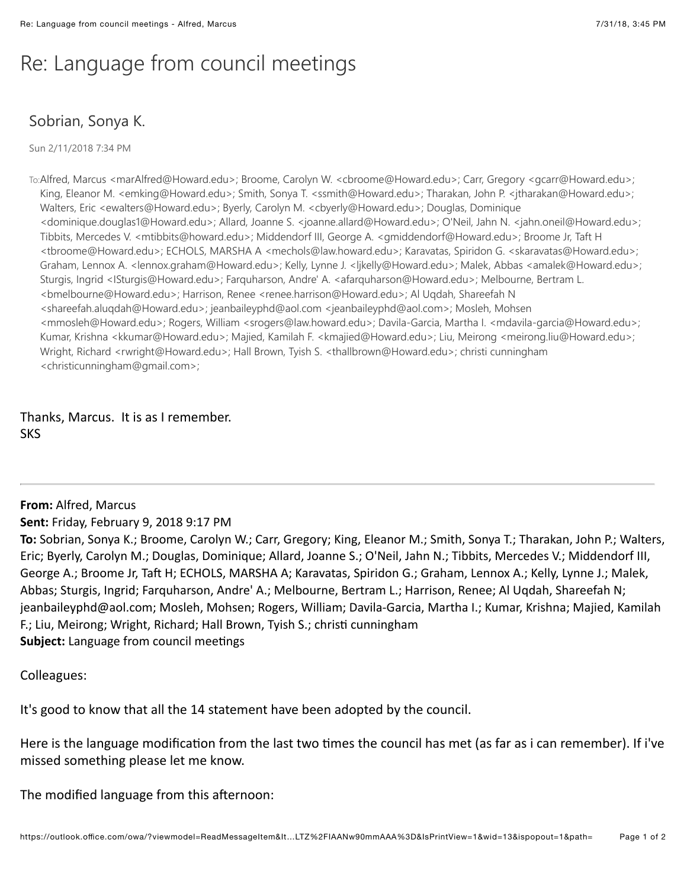# Re: Language from council meetings

Sobrian, Sonya K.

Sun 2/11/2018 7:34 PM

To: Alfred, Marcus <marAlfred@Howard.edu>; Broome, Carolyn W. <cbroome@Howard.edu>; Carr, Gregory <gcarr@Howard.edu>; King, Eleanor M. <emking@Howard.edu>; Smith, Sonya T. <ssmith@Howard.edu>; Tharakan, John P. <jtharakan@Howard.edu>; Walters, Eric <ewalters@Howard.edu>; Byerly, Carolyn M. <cbyerly@Howard.edu>; Douglas, Dominique <dominique.douglas1@Howard.edu>; Allard, Joanne S. <joanne.allard@Howard.edu>; O'Neil, Jahn N. <jahn.oneil@Howard.edu>; Tibbits, Mercedes V. <mtibbits@Howard.edu>; Middendorf III, George A. <gmiddendorf@Howard.edu>; Broome Jr, Taft H <tbroome@Howard.edu>; ECHOLS, MARSHA A <mechols@law.howard.edu>; Karavatas, Spiridon G. <skaravatas@Howard.edu>; Graham, Lennox A. <lennox.graham@Howard.edu>; Kelly, Lynne J. <ljkelly@Howard.edu>; Malek, Abbas <amalek@Howard.edu>; Sturgis, Ingrid <ISturgis@Howard.edu>; Farquharson, Andre' A. <afarquharson@Howard.edu>; Melbourne, Bertram L. <bmelbourne@Howard.edu>; Harrison, Renee <renee.harrison@Howard.edu>; Al Uqdah, Shareefah N <shareefah.aluqdah@Howard.edu>; jeanbaileyphd@aol.com <jeanbaileyphd@aol.com>; Mosleh, Mohsen <mmosleh@Howard.edu>; Rogers, William <srogers@law.howard.edu>; Davila-Garcia, Martha I. <mdavila-garcia@Howard.edu>; Kumar, Krishna <kkumar@Howard.edu>; Majied, Kamilah F. <kmajied@Howard.edu>; Liu, Meirong <meirong.liu@Howard.edu>; Wright, Richard <rwright@Howard.edu>; Hall Brown, Tyish S. <thallbrown@Howard.edu>; christi cunningham <christicunningham@gmail.com>;

Thanks, Marcus. It is as I remember.
SKS

---

**From:** Alfred, Marcus
**Sent:** Friday, February 9, 2018 9:17 PM
**To:** Sobrian, Sonya K.; Broome, Carolyn W.; Carr, Gregory; King, Eleanor M.; Smith, Sonya T.; Tharakan, John P.; Walters, Eric; Byerly, Carolyn M.; Douglas, Dominique; Allard, Joanne S.; O'Neil, Jahn N.; Tibbits, Mercedes V.; Middendorf III, George A.; Broome Jr, Taft H; ECHOLS, MARSHA A; Karavatas, Spiridon G.; Graham, Lennox A.; Kelly, Lynne J.; Malek, Abbas; Sturgis, Ingrid; Farquharson, Andre' A.; Melbourne, Bertram L.; Harrison, Renee; Al Uqdah, Shareefah N; jeanbaileyphd@aol.com; Mosleh, Mohsen; Rogers, William; Davila-Garcia, Martha I.; Kumar, Krishna; Majied, Kamilah F.; Liu, Meirong; Wright, Richard; Hall Brown, Tyish S.; christi cunningham
**Subject:** Language from council meetings

Colleagues:

It's good to know that all the 14 statement have been adopted by the council.

Here is the language modification from the last two times the council has met (as far as i can remember). If i've missed something please let me know.

The modified language from this afternoon: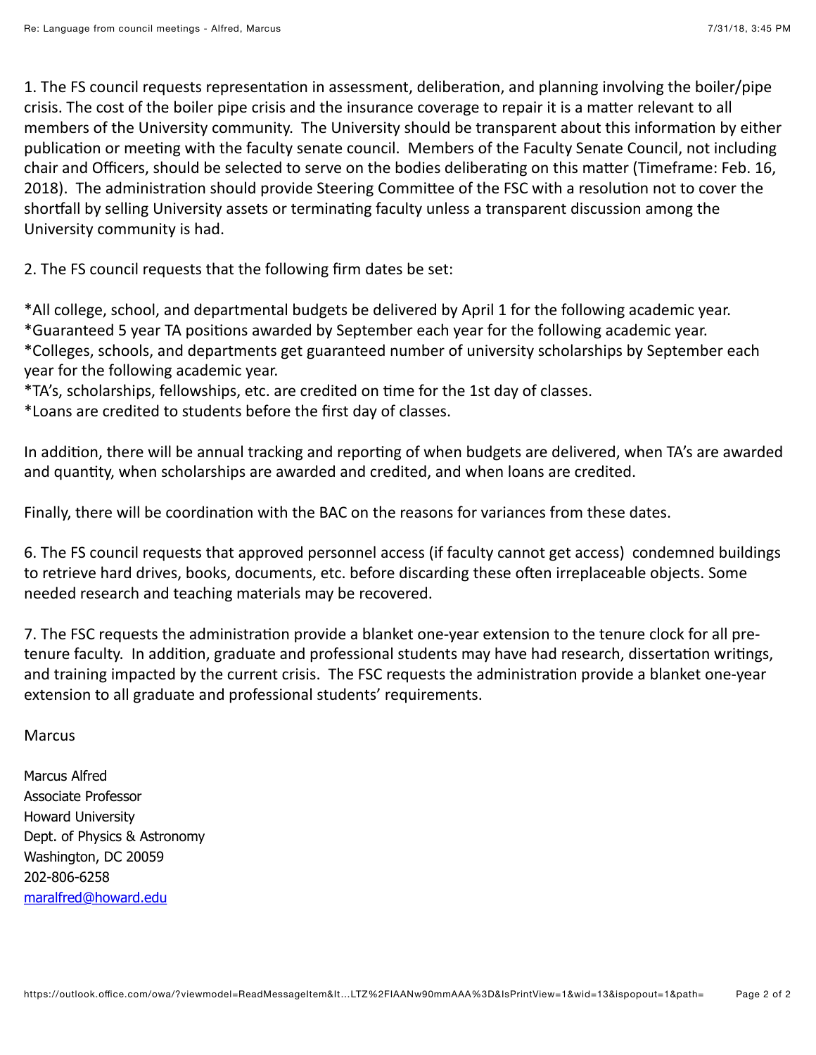1. The FS council requests representation in assessment, deliberation, and planning involving the boiler/pipe crisis. The cost of the boiler pipe crisis and the insurance coverage to repair it is a matter relevant to all members of the University community. The University should be transparent about this information by either publication or meeting with the faculty senate council. Members of the Faculty Senate Council, not including chair and Officers, should be selected to serve on the bodies deliberating on this matter (Timeframe: Feb. 16, 2018). The administration should provide Steering Committee of the FSC with a resolution not to cover the shortfall by selling University assets or terminating faculty unless a transparent discussion among the University community is had.

2. The FS council requests that the following firm dates be set:

*All college, school, and departmental budgets be delivered by April 1 for the following academic year.
*Guaranteed 5 year TA positions awarded by September each year for the following academic year.
*Colleges, schools, and departments get guaranteed number of university scholarships by September each year for the following academic year.
*TA's, scholarships, fellowships, etc. are credited on time for the 1st day of classes.
*Loans are credited to students before the first day of classes.

In addition, there will be annual tracking and reporting of when budgets are delivered, when TA's are awarded and quantity, when scholarships are awarded and credited, and when loans are credited.

Finally, there will be coordination with the BAC on the reasons for variances from these dates.

6. The FS council requests that approved personnel access (if faculty cannot get access) condemned buildings to retrieve hard drives, books, documents, etc. before discarding these often irreplaceable objects. Some needed research and teaching materials may be recovered.

7. The FSC requests the administration provide a blanket one-year extension to the tenure clock for all pre-tenure faculty. In addition, graduate and professional students may have had research, dissertation writings, and training impacted by the current crisis. The FSC requests the administration provide a blanket one-year extension to all graduate and professional students' requirements.

Marcus

Marcus Alfred
Associate Professor
Howard University
Dept. of Physics & Astronomy
Washington, DC 20059
202-806-6258
maralfred@howard.edu